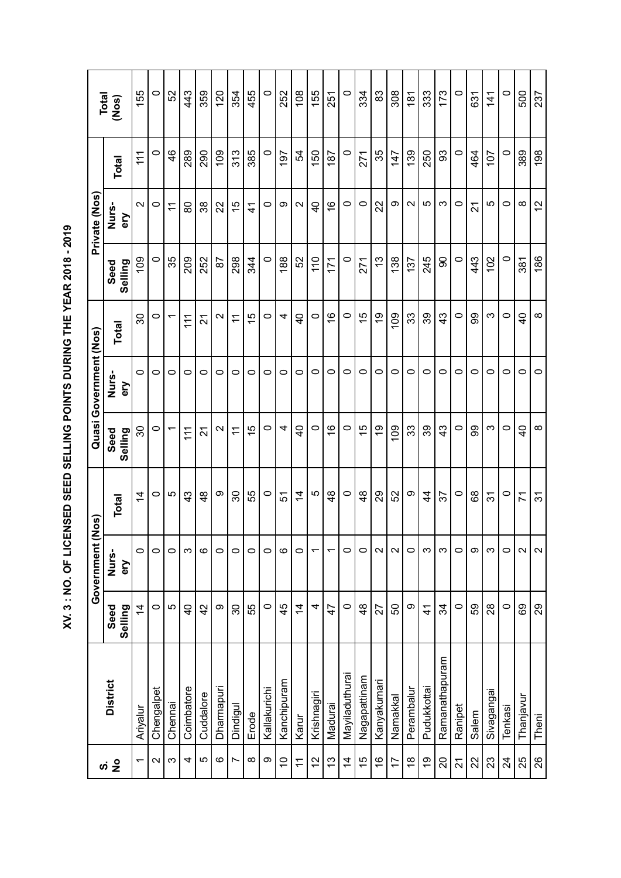# XV. 3 : NO. OF LICENSED SEED SELLING POINTS DURING THE YEAR 2018 - 2019

| S. No | District | Government (Nos) | | | Quasi Government (Nos) | | | Private (Nos) | | | Total (Nos) |
|---|---|---|---|---|---|---|---|---|---|---|---|
| | | Seed Selling | Nurs-ery | Total | Seed Selling | Nurs-ery | Total | Seed Selling | Nurs-ery | Total | |
| 1 | Ariyalur | 14 | 0 | 14 | 30 | 0 | 30 | 109 | 2 | 111 | 155 |
| 2 | Chengalpet | 0 | 0 | 0 | 0 | 0 | 0 | 0 | 0 | 0 | 0 |
| 3 | Chennai | 5 | 0 | 5 | 1 | 0 | 1 | 35 | 11 | 46 | 52 |
| 4 | Coimbatore | 40 | 3 | 43 | 111 | 0 | 111 | 209 | 80 | 289 | 443 |
| 5 | Cuddalore | 42 | 6 | 48 | 21 | 0 | 21 | 252 | 38 | 290 | 359 |
| 6 | Dharmapuri | 9 | 0 | 9 | 2 | 0 | 2 | 87 | 22 | 109 | 120 |
| 7 | Dindigul | 30 | 0 | 30 | 11 | 0 | 11 | 298 | 15 | 313 | 354 |
| 8 | Erode | 55 | 0 | 55 | 15 | 0 | 15 | 344 | 41 | 385 | 455 |
| 9 | Kallakurichi | 0 | 0 | 0 | 0 | 0 | 0 | 0 | 0 | 0 | 0 |
| 10 | Kanchipuram | 45 | 6 | 51 | 4 | 0 | 4 | 188 | 9 | 197 | 252 |
| 11 | Karur | 14 | 0 | 14 | 40 | 0 | 40 | 52 | 2 | 54 | 108 |
| 12 | Krishnagiri | 4 | 1 | 5 | 0 | 0 | 0 | 110 | 40 | 150 | 155 |
| 13 | Madurai | 47 | 1 | 48 | 16 | 0 | 16 | 171 | 16 | 187 | 251 |
| 14 | Mayiladuthurai | 0 | 0 | 0 | 0 | 0 | 0 | 0 | 0 | 0 | 0 |
| 15 | Nagapattinam | 48 | 0 | 48 | 15 | 0 | 15 | 271 | 0 | 271 | 334 |
| 16 | Kanyakumari | 27 | 2 | 29 | 19 | 0 | 19 | 13 | 22 | 35 | 83 |
| 17 | Namakkal | 50 | 2 | 52 | 109 | 0 | 109 | 138 | 9 | 147 | 308 |
| 18 | Perambalur | 9 | 0 | 9 | 33 | 0 | 33 | 137 | 2 | 139 | 181 |
| 19 | Pudukkottai | 41 | 3 | 44 | 39 | 0 | 39 | 245 | 5 | 250 | 333 |
| 20 | Ramanathapuram | 34 | 3 | 37 | 43 | 0 | 43 | 90 | 3 | 93 | 173 |
| 21 | Ranipet | 0 | 0 | 0 | 0 | 0 | 0 | 0 | 0 | 0 | 0 |
| 22 | Salem | 59 | 9 | 68 | 99 | 0 | 99 | 443 | 21 | 464 | 631 |
| 23 | Sivagangai | 28 | 3 | 31 | 3 | 0 | 3 | 102 | 5 | 107 | 141 |
| 24 | Tenkasi | 0 | 0 | 0 | 0 | 0 | 0 | 0 | 0 | 0 | 0 |
| 25 | Thanjavur | 69 | 2 | 71 | 40 | 0 | 40 | 381 | 8 | 389 | 500 |
| 26 | Theni | 29 | 2 | 31 | 8 | 0 | 8 | 186 | 12 | 198 | 237 |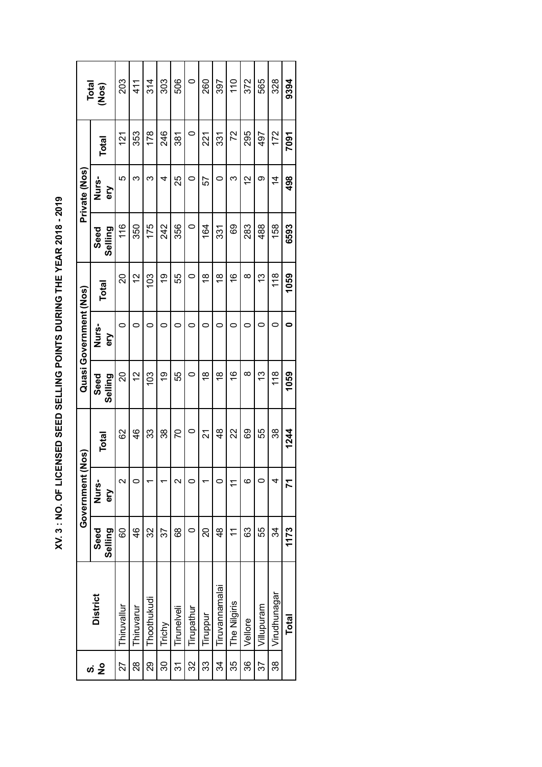# XV. 3 : NO. OF LICENSED SEED SELLING POINTS DURING THE YEAR 2018 - 2019

| S. No | District | Government (Nos) | | | Quasi Government (Nos) | | | Private (Nos) | | | Total (Nos) |
|---|---|---|---|---|---|---|---|---|---|---|---|
| | | Seed Selling | Nurs-ery | Total | Seed Selling | Nurs-ery | Total | Seed Selling | Nurs-ery | Total | |
| 27 | Thiruvallur | 60 | 2 | 62 | 20 | 0 | 20 | 116 | 5 | 121 | 203 |
| 28 | Thiruvarur | 46 | 0 | 46 | 12 | 0 | 12 | 350 | 3 | 353 | 411 |
| 29 | Thoothukudi | 32 | 1 | 33 | 103 | 0 | 103 | 175 | 3 | 178 | 314 |
| 30 | Trichy | 37 | 1 | 38 | 19 | 0 | 19 | 242 | 4 | 246 | 303 |
| 31 | Tirunelveli | 68 | 2 | 70 | 55 | 0 | 55 | 356 | 25 | 381 | 506 |
| 32 | Tirupathur | 0 | 0 | 0 | 0 | 0 | 0 | 0 | 0 | 0 | 0 |
| 33 | Tiruppur | 20 | 1 | 21 | 18 | 0 | 18 | 164 | 57 | 221 | 260 |
| 34 | Tiruvannamalai | 48 | 0 | 48 | 18 | 0 | 18 | 331 | 0 | 331 | 397 |
| 35 | The Nilgiris | 11 | 11 | 22 | 16 | 0 | 16 | 69 | 3 | 72 | 110 |
| 36 | Vellore | 63 | 6 | 69 | 8 | 0 | 8 | 283 | 12 | 295 | 372 |
| 37 | Villupuram | 55 | 0 | 55 | 13 | 0 | 13 | 488 | 9 | 497 | 565 |
| 38 | Virudhunagar | 34 | 4 | 38 | 118 | 0 | 118 | 158 | 14 | 172 | 328 |
| | **Total** | **1173** | **71** | **1244** | **1059** | **0** | **1059** | **6593** | **498** | **7091** | **9394** |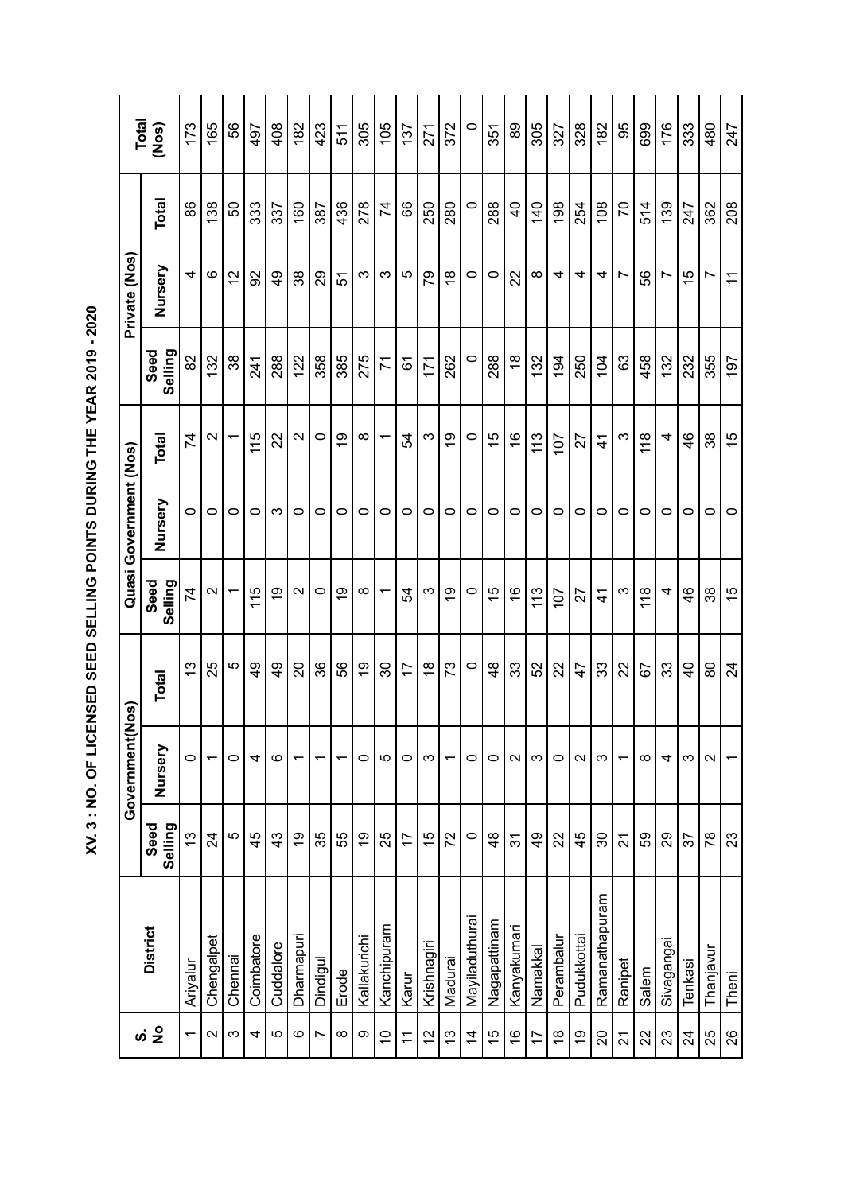# XV. 3 : NO. OF LICENSED SEED SELLING POINTS DURING THE YEAR 2019 - 2020

| S. No | District | Government(Nos) | | | Quasi Government (Nos) | | | Private (Nos) | | | Total (Nos) |
|---|---|---|---|---|---|---|---|---|---|---|---|
| | | Seed Selling | Nursery | Total | Seed Selling | Nursery | Total | Seed Selling | Nursery | Total | |
| 1 | Ariyalur | 13 | 0 | 13 | 74 | 0 | 74 | 82 | 4 | 86 | 173 |
| 2 | Chengalpet | 24 | 1 | 25 | 2 | 0 | 2 | 132 | 6 | 138 | 165 |
| 3 | Chennai | 5 | 0 | 5 | 1 | 0 | 1 | 38 | 12 | 50 | 56 |
| 4 | Coimbatore | 45 | 4 | 49 | 115 | 0 | 115 | 241 | 92 | 333 | 497 |
| 5 | Cuddalore | 43 | 6 | 49 | 19 | 3 | 22 | 288 | 49 | 337 | 408 |
| 6 | Dharmapuri | 19 | 1 | 20 | 2 | 0 | 2 | 122 | 38 | 160 | 182 |
| 7 | Dindigul | 35 | 1 | 36 | 0 | 0 | 0 | 358 | 29 | 387 | 423 |
| 8 | Erode | 55 | 1 | 56 | 19 | 0 | 19 | 385 | 51 | 436 | 511 |
| 9 | Kallakurichi | 19 | 0 | 19 | 8 | 0 | 8 | 275 | 3 | 278 | 305 |
| 10 | Kanchipuram | 25 | 5 | 30 | 1 | 0 | 1 | 71 | 3 | 74 | 105 |
| 11 | Karur | 17 | 0 | 17 | 54 | 0 | 54 | 61 | 5 | 66 | 137 |
| 12 | Krishnagiri | 15 | 3 | 18 | 3 | 0 | 3 | 171 | 79 | 250 | 271 |
| 13 | Madurai | 72 | 1 | 73 | 19 | 0 | 19 | 262 | 18 | 280 | 372 |
| 14 | Mayiladuthurai | 0 | 0 | 0 | 0 | 0 | 0 | 0 | 0 | 0 | 0 |
| 15 | Nagapattinam | 48 | 0 | 48 | 15 | 0 | 15 | 288 | 0 | 288 | 351 |
| 16 | Kanyakumari | 31 | 2 | 33 | 16 | 0 | 16 | 18 | 22 | 40 | 89 |
| 17 | Namakkal | 49 | 3 | 52 | 113 | 0 | 113 | 132 | 8 | 140 | 305 |
| 18 | Perambalur | 22 | 0 | 22 | 107 | 0 | 107 | 194 | 4 | 198 | 327 |
| 19 | Pudukkottai | 45 | 2 | 47 | 27 | 0 | 27 | 250 | 4 | 254 | 328 |
| 20 | Ramanathapuram | 30 | 3 | 33 | 41 | 0 | 41 | 104 | 4 | 108 | 182 |
| 21 | Ranipet | 21 | 1 | 22 | 3 | 0 | 3 | 63 | 7 | 70 | 95 |
| 22 | Salem | 59 | 8 | 67 | 118 | 0 | 118 | 458 | 56 | 514 | 699 |
| 23 | Sivagangai | 29 | 4 | 33 | 4 | 0 | 4 | 132 | 7 | 139 | 176 |
| 24 | Tenkasi | 37 | 3 | 40 | 46 | 0 | 46 | 232 | 15 | 247 | 333 |
| 25 | Thanjavur | 78 | 2 | 80 | 38 | 0 | 38 | 355 | 7 | 362 | 480 |
| 26 | Theni | 23 | 1 | 24 | 15 | 0 | 15 | 197 | 11 | 208 | 247 |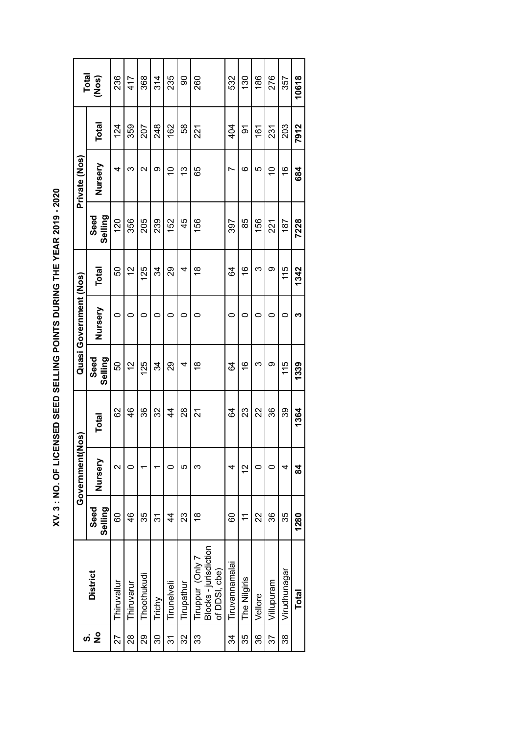# XV. 3 : NO. OF LICENSED SEED SELLING POINTS DURING THE YEAR 2019 - 2020

| S. No | District | Government(Nos) | | | Quasi Government (Nos) | | | Private (Nos) | | | Total (Nos) |
|---|---|---|---|---|---|---|---|---|---|---|---|
| | | Seed Selling | Nursery | Total | Seed Selling | Nursery | Total | Seed Selling | Nursery | Total | |
| 27 | Thiruvallur | 60 | 2 | 62 | 50 | 0 | 50 | 120 | 4 | 124 | 236 |
| 28 | Thiruvarur | 46 | 0 | 46 | 12 | 0 | 12 | 356 | 3 | 359 | 417 |
| 29 | Thoothukudi | 35 | 1 | 36 | 125 | 0 | 125 | 205 | 2 | 207 | 368 |
| 30 | Trichy | 31 | 1 | 32 | 34 | 0 | 34 | 239 | 9 | 248 | 314 |
| 31 | Tirunelveli | 44 | 0 | 44 | 29 | 0 | 29 | 152 | 10 | 162 | 235 |
| 32 | Tirupathur | 23 | 5 | 28 | 4 | 0 | 4 | 45 | 13 | 58 | 90 |
| 33 | Tiruppur (Only 7 Blocks - jurisdiction of DDSI, cbe) | 18 | 3 | 21 | 18 | 0 | 18 | 156 | 65 | 221 | 260 |
| 34 | Tiruvannamalai | 60 | 4 | 64 | 64 | 0 | 64 | 397 | 7 | 404 | 532 |
| 35 | The Nilgiris | 11 | 12 | 23 | 16 | 0 | 16 | 85 | 6 | 91 | 130 |
| 36 | Vellore | 22 | 0 | 22 | 3 | 0 | 3 | 156 | 5 | 161 | 186 |
| 37 | Villupuram | 36 | 0 | 36 | 9 | 0 | 9 | 221 | 10 | 231 | 276 |
| 38 | Virudhunagar | 35 | 4 | 39 | 115 | 0 | 115 | 187 | 16 | 203 | 357 |
| | **Total** | **1280** | **84** | **1364** | **1339** | **3** | **1342** | **7228** | **684** | **7912** | **10618** |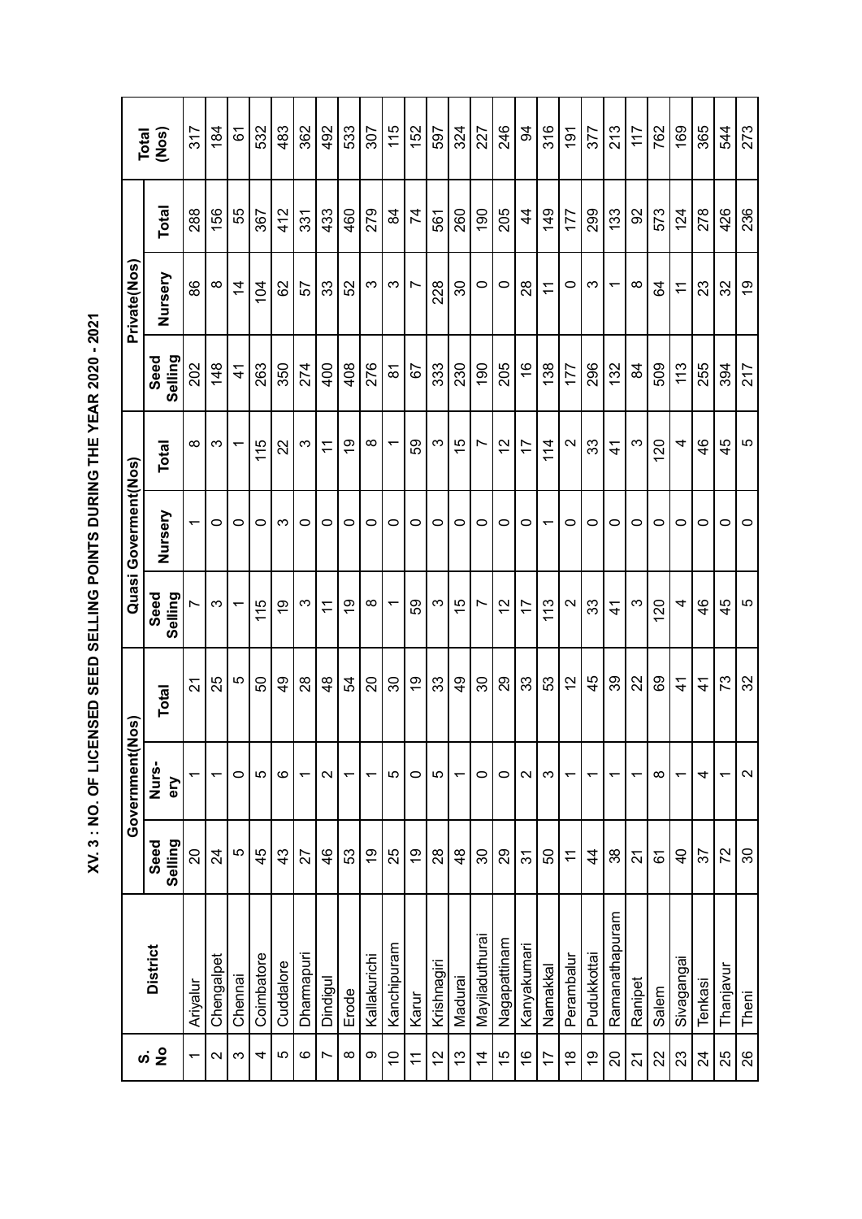# XV. 3 : NO. OF LICENSED SEED SELLING POINTS DURING THE YEAR 2020 - 2021

| S. No | District | Government(Nos) | | | Quasi Goverment(Nos) | | | Private(Nos) | | | Total (Nos) |
|---|---|---|---|---|---|---|---|---|---|---|---|
| | | Seed Selling | Nurs-ery | Total | Seed Selling | Nursery | Total | Seed Selling | Nursery | Total | |
| 1 | Ariyalur | 20 | 1 | 21 | 7 | 1 | 8 | 202 | 86 | 288 | 317 |
| 2 | Chengalpet | 24 | 1 | 25 | 3 | 0 | 3 | 148 | 8 | 156 | 184 |
| 3 | Chennai | 5 | 0 | 5 | 1 | 0 | 1 | 41 | 14 | 55 | 61 |
| 4 | Coimbatore | 45 | 5 | 50 | 115 | 0 | 115 | 263 | 104 | 367 | 532 |
| 5 | Cuddalore | 43 | 6 | 49 | 19 | 3 | 22 | 350 | 62 | 412 | 483 |
| 6 | Dharmapuri | 27 | 1 | 28 | 3 | 0 | 3 | 274 | 57 | 331 | 362 |
| 7 | Dindigul | 46 | 2 | 48 | 11 | 0 | 11 | 400 | 33 | 433 | 492 |
| 8 | Erode | 53 | 1 | 54 | 19 | 0 | 19 | 408 | 52 | 460 | 533 |
| 9 | Kallakurichi | 19 | 1 | 20 | 8 | 0 | 8 | 276 | 3 | 279 | 307 |
| 10 | Kanchipuram | 25 | 5 | 30 | 1 | 0 | 1 | 81 | 3 | 84 | 115 |
| 11 | Karur | 19 | 0 | 19 | 59 | 0 | 59 | 67 | 7 | 74 | 152 |
| 12 | Krishnagiri | 28 | 5 | 33 | 3 | 0 | 3 | 333 | 228 | 561 | 597 |
| 13 | Madurai | 48 | 1 | 49 | 15 | 0 | 15 | 230 | 30 | 260 | 324 |
| 14 | Mayiladuthurai | 30 | 0 | 30 | 7 | 0 | 7 | 190 | 0 | 190 | 227 |
| 15 | Nagapattinam | 29 | 0 | 29 | 12 | 0 | 12 | 205 | 0 | 205 | 246 |
| 16 | Kanyakumari | 31 | 2 | 33 | 17 | 0 | 17 | 16 | 28 | 44 | 94 |
| 17 | Namakkal | 50 | 3 | 53 | 113 | 1 | 114 | 138 | 11 | 149 | 316 |
| 18 | Perambalur | 11 | 1 | 12 | 2 | 0 | 2 | 177 | 0 | 177 | 191 |
| 19 | Pudukkottai | 44 | 1 | 45 | 33 | 0 | 33 | 296 | 3 | 299 | 377 |
| 20 | Ramanathapuram | 38 | 1 | 39 | 41 | 0 | 41 | 132 | 1 | 133 | 213 |
| 21 | Ranipet | 21 | 1 | 22 | 3 | 0 | 3 | 84 | 8 | 92 | 117 |
| 22 | Salem | 61 | 8 | 69 | 120 | 0 | 120 | 509 | 64 | 573 | 762 |
| 23 | Sivagangai | 40 | 1 | 41 | 4 | 0 | 4 | 113 | 11 | 124 | 169 |
| 24 | Tenkasi | 37 | 4 | 41 | 46 | 0 | 46 | 255 | 23 | 278 | 365 |
| 25 | Thanjavur | 72 | 1 | 73 | 45 | 0 | 45 | 394 | 32 | 426 | 544 |
| 26 | Theni | 30 | 2 | 32 | 5 | 0 | 5 | 217 | 19 | 236 | 273 |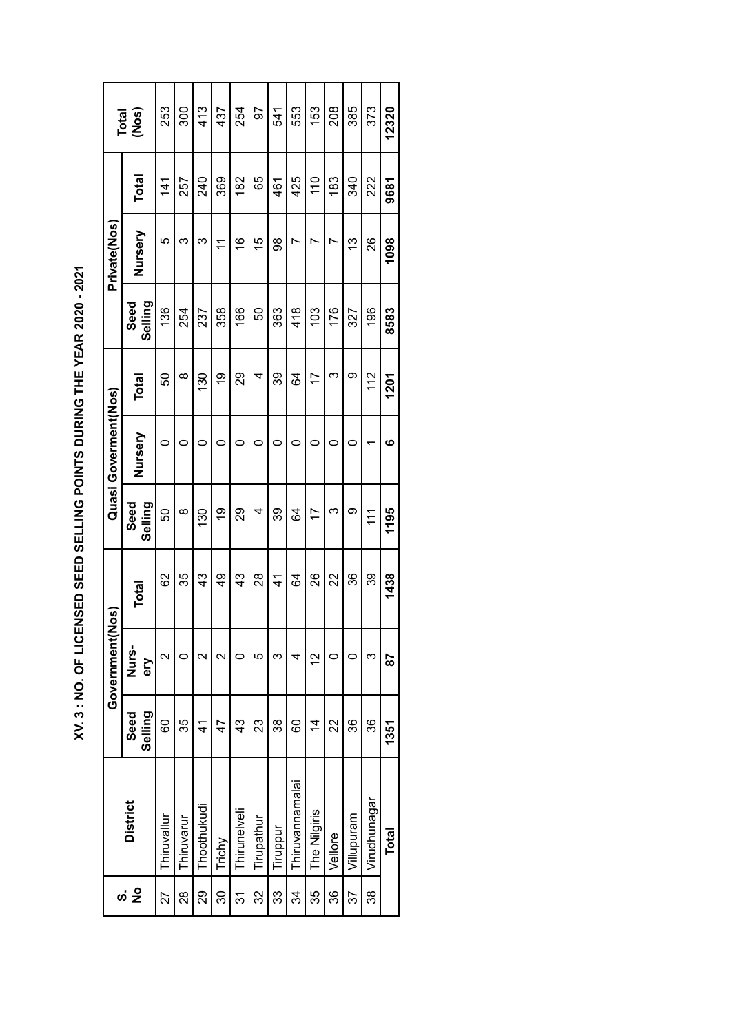# XV. 3 : NO. OF LICENSED SEED SELLING POINTS DURING THE YEAR 2020 - 2021

| S. No | District | Government(Nos) | | | Quasi Goverment(Nos) | | | Private(Nos) | | | Total (Nos) |
|---|---|---|---|---|---|---|---|---|---|---|---|
| | | Seed Selling | Nurs-ery | Total | Seed Selling | Nursery | Total | Seed Selling | Nursery | Total | |
| 27 | Thiruvallur | 60 | 2 | 62 | 50 | 0 | 50 | 136 | 5 | 141 | 253 |
| 28 | Thiruvarur | 35 | 0 | 35 | 8 | 0 | 8 | 254 | 3 | 257 | 300 |
| 29 | Thoothukudi | 41 | 2 | 43 | 130 | 0 | 130 | 237 | 3 | 240 | 413 |
| 30 | Trichy | 47 | 2 | 49 | 19 | 0 | 19 | 358 | 11 | 369 | 437 |
| 31 | Thirunelveli | 43 | 0 | 43 | 29 | 0 | 29 | 166 | 16 | 182 | 254 |
| 32 | Tirupathur | 23 | 5 | 28 | 4 | 0 | 4 | 50 | 15 | 65 | 97 |
| 33 | Tiruppur | 38 | 3 | 41 | 39 | 0 | 39 | 363 | 98 | 461 | 541 |
| 34 | Thiruvannamalai | 60 | 4 | 64 | 64 | 0 | 64 | 418 | 7 | 425 | 553 |
| 35 | The Nilgiris | 14 | 12 | 26 | 17 | 0 | 17 | 103 | 7 | 110 | 153 |
| 36 | Vellore | 22 | 0 | 22 | 3 | 0 | 3 | 176 | 7 | 183 | 208 |
| 37 | Villupuram | 36 | 0 | 36 | 9 | 0 | 9 | 327 | 13 | 340 | 385 |
| 38 | Virudhunagar | 36 | 3 | 39 | 111 | 1 | 112 | 196 | 26 | 222 | 373 |
| | **Total** | **1351** | **87** | **1438** | **1195** | **6** | **1201** | **8583** | **1098** | **9681** | **12320** |